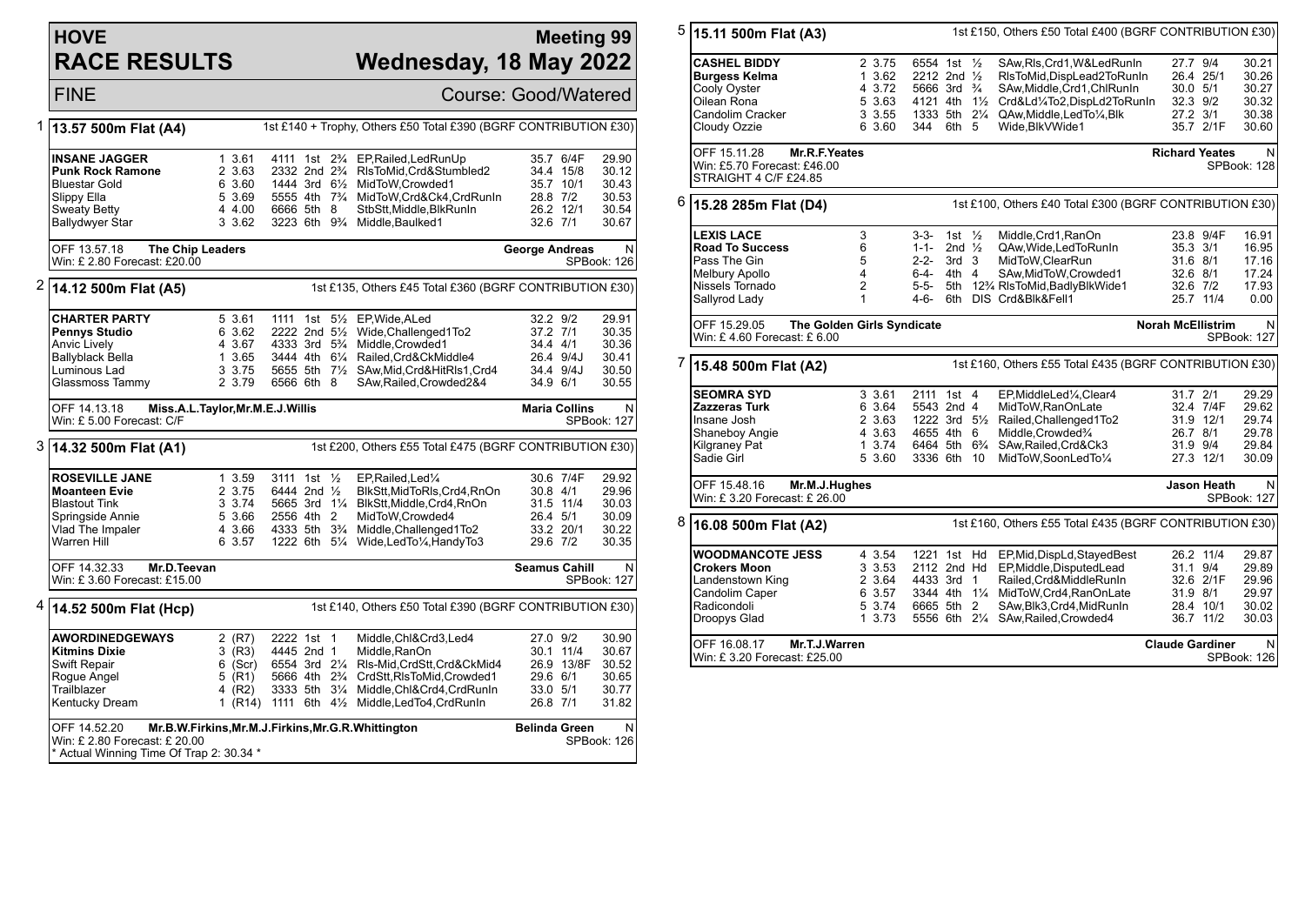# HOVE RACE RESULTS

## Meeting 99
## Wednesday, 18 May 2022

FINE — Course: Good/Watered

### 1 | 13.57 500m Flat (A4)
1st £140 + Trophy, Others £50 Total £390 (BGRF CONTRIBUTION £30)

| Dog | Trap | Split | Bends | Pos | Dist | Remarks | Wt | SP | Time |
|---|---|---|---|---|---|---|---|---|---|
| INSANE JAGGER | 1 | 3.61 | 4111 | 1st | 2¾ | EP,Railed,LedRunUp | 35.7 | 6/4F | 29.90 |
| Punk Rock Ramone | 2 | 3.63 | 2332 | 2nd | 2¾ | RlsToMid,Crd&Stumbled2 | 34.4 | 15/8 | 30.12 |
| Bluestar Gold | 6 | 3.60 | 1444 | 3rd | 6½ | MidToW,Crowded1 | 35.7 | 10/1 | 30.43 |
| Slippy Ella | 5 | 3.69 | 5555 | 4th | 7¾ | MidToW,Crd&Ck4,CrdRunIn | 28.8 | 7/2 | 30.53 |
| Sweaty Betty | 4 | 4.00 | 6666 | 5th | 8 | StbStt,Middle,BlkRunIn | 26.2 | 12/1 | 30.54 |
| Ballydwyer Star | 3 | 3.62 | 3223 | 6th | 9¾ | Middle,Baulked1 | 32.6 | 7/1 | 30.67 |

OFF 13.57.18 The Chip Leaders — George Andreas — N
Win: £ 2.80 Forecast: £20.00 — SPBook: 126

### 2 | 14.12 500m Flat (A5)
1st £135, Others £45 Total £360 (BGRF CONTRIBUTION £30)

| Dog | Trap | Split | Bends | Pos | Dist | Remarks | Wt | SP | Time |
|---|---|---|---|---|---|---|---|---|---|
| CHARTER PARTY | 5 | 3.61 | 1111 | 1st | 5½ | EP,Wide,ALed | 32.2 | 9/2 | 29.91 |
| Pennys Studio | 6 | 3.62 | 2222 | 2nd | 5½ | Wide,Challenged1To2 | 37.2 | 7/1 | 30.35 |
| Anvic Lively | 4 | 3.67 | 4333 | 3rd | 5¾ | Middle,Crowded1 | 34.4 | 4/1 | 30.36 |
| Ballyblack Bella | 1 | 3.65 | 3444 | 4th | 6¼ | Railed,Crd&CkMiddle4 | 26.4 | 9/4J | 30.41 |
| Luminous Lad | 3 | 3.75 | 5655 | 5th | 7½ | SAw,Mid,Crd&HitRls1,Crd4 | 34.4 | 9/4J | 30.50 |
| Glassmoss Tammy | 2 | 3.79 | 6566 | 6th | 8 | SAw,Railed,Crowded2&4 | 34.9 | 6/1 | 30.55 |

OFF 14.13.18 Miss.A.L.Taylor,Mr.M.E.J.Willis — Maria Collins — N
Win: £ 5.00 Forecast: C/F — SPBook: 127

### 3 | 14.32 500m Flat (A1)
1st £200, Others £55 Total £475 (BGRF CONTRIBUTION £30)

| Dog | Trap | Split | Bends | Pos | Dist | Remarks | Wt | SP | Time |
|---|---|---|---|---|---|---|---|---|---|
| ROSEVILLE JANE | 1 | 3.59 | 3111 | 1st | ½ | EP,Railed,Led¼ | 30.6 | 7/4F | 29.92 |
| Moanteen Evie | 2 | 3.75 | 6444 | 2nd | ½ | BlkStt,MidToRls,Crd4,RnOn | 30.8 | 4/1 | 29.96 |
| Blastout Tink | 3 | 3.74 | 5665 | 3rd | 1¼ | BlkStt,Middle,Crd4,RnOn | 31.5 | 11/4 | 30.03 |
| Springside Annie | 5 | 3.66 | 2556 | 4th | 2 | MidToW,Crowded4 | 26.4 | 5/1 | 30.09 |
| Vlad The Impaler | 4 | 3.66 | 4333 | 5th | 3¾ | Middle,Challenged1To2 | 33.2 | 20/1 | 30.22 |
| Warren Hill | 6 | 3.57 | 1222 | 6th | 5¼ | Wide,LedTo¼,HandyTo3 | 29.6 | 7/2 | 30.35 |

OFF 14.32.33 Mr.D.Teevan — Seamus Cahill — N
Win: £ 3.60 Forecast: £15.00 — SPBook: 127

### 4 | 14.52 500m Flat (Hcp)
1st £140, Others £50 Total £390 (BGRF CONTRIBUTION £30)

| Dog | Trap | Hcp | Bends | Pos | Dist | Remarks | Wt | SP | Time |
|---|---|---|---|---|---|---|---|---|---|
| AWORDINEDGEWAYS | 2 | (R7) | 2222 | 1st | 1 | Middle,Chl&Crd3,Led4 | 27.0 | 9/2 | 30.90 |
| Kitmins Dixie | 3 | (R3) | 4445 | 2nd | 1 | Middle,RanOn | 30.1 | 11/4 | 30.67 |
| Swift Repair | 6 | (Scr) | 6554 | 3rd | 2¼ | Rls-Mid,CrdStt,Crd&CkMid4 | 26.9 | 13/8F | 30.52 |
| Rogue Angel | 5 | (R1) | 5666 | 4th | 2¾ | CrdStt,RlsToMid,Crowded1 | 29.6 | 6/1 | 30.65 |
| Trailblazer | 4 | (R2) | 3333 | 5th | 3¼ | Middle,Chl&Crd4,CrdRunIn | 33.0 | 5/1 | 30.77 |
| Kentucky Dream | 1 | (R14) | 1111 | 6th | 4½ | Middle,LedTo4,CrdRunIn | 26.8 | 7/1 | 31.82 |

OFF 14.52.20 Mr.B.W.Firkins,Mr.M.J.Firkins,Mr.G.R.Whittington — Belinda Green — N
Win: £ 2.80 Forecast: £ 20.00 — SPBook: 126
* Actual Winning Time Of Trap 2: 30.34 *

### 5 | 15.11 500m Flat (A3)
1st £150, Others £50 Total £400 (BGRF CONTRIBUTION £30)

| Dog | Trap | Split | Bends | Pos | Dist | Remarks | Wt | SP | Time |
|---|---|---|---|---|---|---|---|---|---|
| CASHEL BIDDY | 2 | 3.75 | 6554 | 1st | ½ | SAw,Rls,Crd1,W&LedRunIn | 27.7 | 9/4 | 30.21 |
| Burgess Kelma | 1 | 3.62 | 2212 | 2nd | ½ | RlsToMid,DispLead2ToRunIn | 26.4 | 25/1 | 30.26 |
| Cooly Oyster | 4 | 3.72 | 5666 | 3rd | ¾ | SAw,Middle,Crd1,ChlRunIn | 30.0 | 5/1 | 30.27 |
| Oilean Rona | 5 | 3.63 | 4121 | 4th | 1½ | Crd&Ld¼To2,DispLd2ToRunIn | 32.3 | 9/2 | 30.32 |
| Candolim Cracker | 3 | 3.55 | 1333 | 5th | 2¼ | QAw,Middle,LedTo¼,Blk | 27.2 | 3/1 | 30.38 |
| Cloudy Ozzie | 6 | 3.60 | 344 | 6th | 5 | Wide,BlkVWide1 | 35.7 | 2/1F | 30.60 |

OFF 15.11.28 Mr.R.F.Yeates — Richard Yeates — N
Win: £5.70 Forecast: £46.00 — SPBook: 128
STRAIGHT 4 C/F £24.85

### 6 | 15.28 285m Flat (D4)
1st £100, Others £40 Total £300 (BGRF CONTRIBUTION £30)

| Dog | Trap | Bends | Pos | Dist | Remarks | Wt | SP | Time |
|---|---|---|---|---|---|---|---|---|
| LEXIS LACE | 3 | 3-3- | 1st | ½ | Middle,Crd1,RanOn | 23.8 | 9/4F | 16.91 |
| Road To Success | 6 | 1-1- | 2nd | ½ | QAw,Wide,LedToRunIn | 35.3 | 3/1 | 16.95 |
| Pass The Gin | 5 | 2-2- | 3rd | 3 | MidToW,ClearRun | 31.6 | 8/1 | 17.16 |
| Melbury Apollo | 4 | 6-4- | 4th | 4 | SAw,MidToW,Crowded1 | 32.6 | 8/1 | 17.24 |
| Nissels Tornado | 2 | 5-5- | 5th | 12¾ | RlsToMid,BadlyBlkWide1 | 32.6 | 7/2 | 17.93 |
| Sallyrod Lady | 1 | 4-6- | 6th | DIS | Crd&Blk&Fell1 | 25.7 | 11/4 | 0.00 |

OFF 15.29.05 The Golden Girls Syndicate — Norah McEllistrim — N
Win: £ 4.60 Forecast: £ 6.00 — SPBook: 127

### 7 | 15.48 500m Flat (A2)
1st £160, Others £55 Total £435 (BGRF CONTRIBUTION £30)

| Dog | Trap | Split | Bends | Pos | Dist | Remarks | Wt | SP | Time |
|---|---|---|---|---|---|---|---|---|---|
| SEOMRA SYD | 3 | 3.61 | 2111 | 1st | 4 | EP,MiddleLed¼,Clear4 | 31.7 | 2/1 | 29.29 |
| Zazzeras Turk | 6 | 3.64 | 5543 | 2nd | 4 | MidToW,RanOnLate | 32.4 | 7/4F | 29.62 |
| Insane Josh | 2 | 3.63 | 1222 | 3rd | 5½ | Railed,Challenged1To2 | 31.9 | 12/1 | 29.74 |
| Shaneboy Angie | 4 | 3.63 | 4655 | 4th | 6 | Middle,Crowded¾ | 26.7 | 8/1 | 29.78 |
| Kilgraney Pat | 1 | 3.74 | 6464 | 5th | 6¾ | SAw,Railed,Crd&Ck3 | 31.9 | 9/4 | 29.84 |
| Sadie Girl | 5 | 3.60 | 3336 | 6th | 10 | MidToW,SoonLedTo¼ | 27.3 | 12/1 | 30.09 |

OFF 15.48.16 Mr.M.J.Hughes — Jason Heath — N
Win: £ 3.20 Forecast: £ 26.00 — SPBook: 127

### 8 | 16.08 500m Flat (A2)
1st £160, Others £55 Total £435 (BGRF CONTRIBUTION £30)

| Dog | Trap | Split | Bends | Pos | Dist | Remarks | Wt | SP | Time |
|---|---|---|---|---|---|---|---|---|---|
| WOODMANCOTE JESS | 4 | 3.54 | 1221 | 1st | Hd | EP,Mid,DispLd,StayedBest | 26.2 | 11/4 | 29.87 |
| Crokers Moon | 3 | 3.53 | 2112 | 2nd | Hd | EP,Middle,DisputedLead | 31.1 | 9/4 | 29.89 |
| Landenstown King | 2 | 3.64 | 4433 | 3rd | 1 | Railed,Crd&MiddleRunIn | 32.6 | 2/1F | 29.96 |
| Candolim Caper | 6 | 3.57 | 3344 | 4th | 1¼ | MidToW,Crd4,RanOnLate | 31.9 | 8/1 | 29.97 |
| Radicondoli | 5 | 3.74 | 6665 | 5th | 2 | SAw,Blk3,Crd4,MidRunIn | 28.4 | 10/1 | 30.02 |
| Droopys Glad | 1 | 3.73 | 5556 | 6th | 2¼ | SAw,Railed,Crowded4 | 36.7 | 11/2 | 30.03 |

OFF 16.08.17 Mr.T.J.Warren — Claude Gardiner — N
Win: £ 3.20 Forecast: £25.00 — SPBook: 126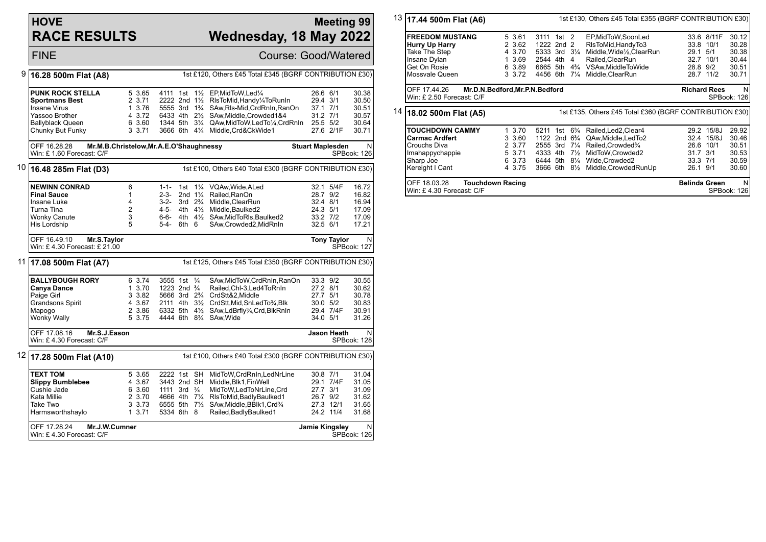# HOVE RACE RESULTS

## Meeting 99 — Wednesday, 18 May 2022

FINE — Course: Good/Watered

### 9 — 16.28 500m Flat (A8)

1st £120, Others £45 Total £345 (BGRF CONTRIBUTION £30)

| | | | | | | | | | |
|---|---|---|---|---|---|---|---|---|---|
| **PUNK ROCK STELLA** | 5 | 3.65 | 4111 | 1st | 1½ | EP,MidToW,Led¼ | 26.6 | 6/1 | 30.38 |
| **Sportsmans Best** | 2 | 3.71 | 2222 | 2nd | 1½ | RlsToMid,Handy¼ToRunIn | 29.4 | 3/1 | 30.50 |
| Insane Virus | 1 | 3.76 | 5555 | 3rd | 1¾ | SAw,Rls-Mid,CrdRnIn,RanOn | 37.1 | 7/1 | 30.51 |
| Yassoo Brother | 4 | 3.72 | 6433 | 4th | 2½ | SAw,Middle,Crowded1&4 | 31.2 | 7/1 | 30.57 |
| Ballyblack Queen | 6 | 3.60 | 1344 | 5th | 3¼ | QAw,MidToW,LedTo¼,CrdRnIn | 25.5 | 5/2 | 30.64 |
| Chunky But Funky | 3 | 3.71 | 3666 | 6th | 4¼ | Middle,Crd&CkWide1 | 27.6 | 2/1F | 30.71 |

OFF 16.28.28 Mr.M.B.Christelow,Mr.A.E.O'Shaughnessy — Stuart Maplesden N
Win: £ 1.60 Forecast: C/F — SPBook: 126

### 10 — 16.48 285m Flat (D3)

1st £100, Others £40 Total £300 (BGRF CONTRIBUTION £30)

| | | | | | | | | |
|---|---|---|---|---|---|---|---|---|
| **NEWINN CONRAD** | 6 | 1-1- | 1st | 1¼ | VQAw,Wide,ALed | 32.1 | 5/4F | 16.72 |
| **Final Sauce** | 1 | 2-3- | 2nd | 1¼ | Railed,RanOn | 28.7 | 9/2 | 16.82 |
| Insane Luke | 4 | 3-2- | 3rd | 2¾ | Middle,ClearRun | 32.4 | 8/1 | 16.94 |
| Turna Tina | 2 | 4-5- | 4th | 4½ | Middle,Baulked2 | 24.3 | 5/1 | 17.09 |
| Wonky Canute | 3 | 6-6- | 4th | 4½ | SAw,MidToRls,Baulked2 | 33.2 | 7/2 | 17.09 |
| His Lordship | 5 | 5-4- | 6th | 6 | SAw,Crowded2,MidRnIn | 32.5 | 6/1 | 17.21 |

OFF 16.49.10 Mr.S.Taylor — Tony Taylor N
Win: £ 4.30 Forecast: £ 21.00 — SPBook: 127

### 11 — 17.08 500m Flat (A7)

1st £125, Others £45 Total £350 (BGRF CONTRIBUTION £30)

| | | | | | | | | | |
|---|---|---|---|---|---|---|---|---|---|
| **BALLYBOUGH RORY** | 6 | 3.74 | 3555 | 1st | ¾ | SAw,MidToW,CrdRnIn,RanOn | 33.3 | 9/2 | 30.55 |
| **Canya Dance** | 1 | 3.70 | 1223 | 2nd | ¾ | Railed,Chl-3,Led4ToRnIn | 27.2 | 8/1 | 30.62 |
| Paige Girl | 3 | 3.82 | 5666 | 3rd | 2¾ | CrdStt&2,Middle | 27.7 | 5/1 | 30.78 |
| Grandsons Spirit | 4 | 3.67 | 2111 | 4th | 3½ | CrdStt,Mid,SnLedTo¾,Blk | 30.0 | 5/2 | 30.83 |
| Mapogo | 2 | 3.86 | 6332 | 5th | 4½ | SAw,LdBrfly¾,Crd,BlkRnIn | 29.4 | 7/4F | 30.91 |
| Wonky Wally | 5 | 3.75 | 4444 | 6th | 8¾ | SAw,Wide | 34.0 | 5/1 | 31.26 |

OFF 17.08.16 Mr.S.J.Eason — Jason Heath N
Win: £ 4.30 Forecast: C/F — SPBook: 128

### 12 — 17.28 500m Flat (A10)

1st £100, Others £40 Total £300 (BGRF CONTRIBUTION £30)

| | | | | | | | | | |
|---|---|---|---|---|---|---|---|---|---|
| **TEXT TOM** | 5 | 3.65 | 2222 | 1st | SH | MidToW,CrdRnIn,LedNrLine | 30.8 | 7/1 | 31.04 |
| **Slippy Bumblebee** | 4 | 3.67 | 3443 | 2nd | SH | Middle,Blk1,FinWell | 29.1 | 7/4F | 31.05 |
| Cushie Jade | 6 | 3.60 | 1111 | 3rd | ¾ | MidToW,LedToNrLine,Crd | 27.7 | 3/1 | 31.09 |
| Kata Millie | 2 | 3.70 | 4666 | 4th | 7¼ | RlsToMid,BadlyBaulked1 | 26.7 | 9/2 | 31.62 |
| Take Two | 3 | 3.73 | 6555 | 5th | 7½ | SAw,Middle,BBlk1,Crd¾ | 27.3 | 12/1 | 31.65 |
| Harmsworthshaylo | 1 | 3.71 | 5334 | 6th | 8 | Railed,BadlyBaulked1 | 24.2 | 11/4 | 31.68 |

OFF 17.28.24 Mr.J.W.Cumner — Jamie Kingsley N
Win: £ 4.30 Forecast: C/F — SPBook: 126

### 13 — 17.44 500m Flat (A6)

1st £130, Others £45 Total £355 (BGRF CONTRIBUTION £30)

| | | | | | | | | | |
|---|---|---|---|---|---|---|---|---|---|
| **FREEDOM MUSTANG** | 5 | 3.61 | 3111 | 1st | 2 | EP,MidToW,SoonLed | 33.6 | 8/11F | 30.12 |
| **Hurry Up Harry** | 2 | 3.62 | 1222 | 2nd | 2 | RlsToMid,HandyTo3 | 33.8 | 10/1 | 30.28 |
| Take The Step | 4 | 3.70 | 5333 | 3rd | 3¼ | Middle,Wide½,ClearRun | 29.1 | 5/1 | 30.38 |
| Insane Dylan | 1 | 3.69 | 2544 | 4th | 4 | Railed,ClearRun | 32.7 | 10/1 | 30.44 |
| Get On Rosie | 6 | 3.89 | 6665 | 5th | 4¾ | VSAw,MiddleToWide | 28.8 | 9/2 | 30.51 |
| Mossvale Queen | 3 | 3.72 | 4456 | 6th | 7¼ | Middle,ClearRun | 28.7 | 11/2 | 30.71 |

OFF 17.44.26 Mr.D.N.Bedford,Mr.P.N.Bedford — Richard Rees N
Win: £ 2.50 Forecast: C/F — SPBook: 126

### 14 — 18.02 500m Flat (A5)

1st £135, Others £45 Total £360 (BGRF CONTRIBUTION £30)

| | | | | | | | | | |
|---|---|---|---|---|---|---|---|---|---|
| **TOUCHDOWN CAMMY** | 1 | 3.70 | 5211 | 1st | 6¾ | Railed,Led2,Clear4 | 29.2 | 15/8J | 29.92 |
| **Carmac Ardfert** | 3 | 3.60 | 1122 | 2nd | 6¾ | QAw,Middle,LedTo2 | 32.4 | 15/8J | 30.46 |
| Crouchs Diva | 2 | 3.77 | 2555 | 3rd | 7¼ | Railed,Crowded¾ | 26.6 | 10/1 | 30.51 |
| Imahappychappie | 5 | 3.71 | 4333 | 4th | 7½ | MidToW,Crowded2 | 31.7 | 3/1 | 30.53 |
| Sharp Joe | 6 | 3.73 | 6444 | 5th | 8¼ | Wide,Crowded2 | 33.3 | 7/1 | 30.59 |
| Kereight I Cant | 4 | 3.75 | 3666 | 6th | 8½ | Middle,CrowdedRunUp | 26.1 | 9/1 | 30.60 |

OFF 18.03.28 Touchdown Racing — Belinda Green N
Win: £ 4.30 Forecast: C/F — SPBook: 126